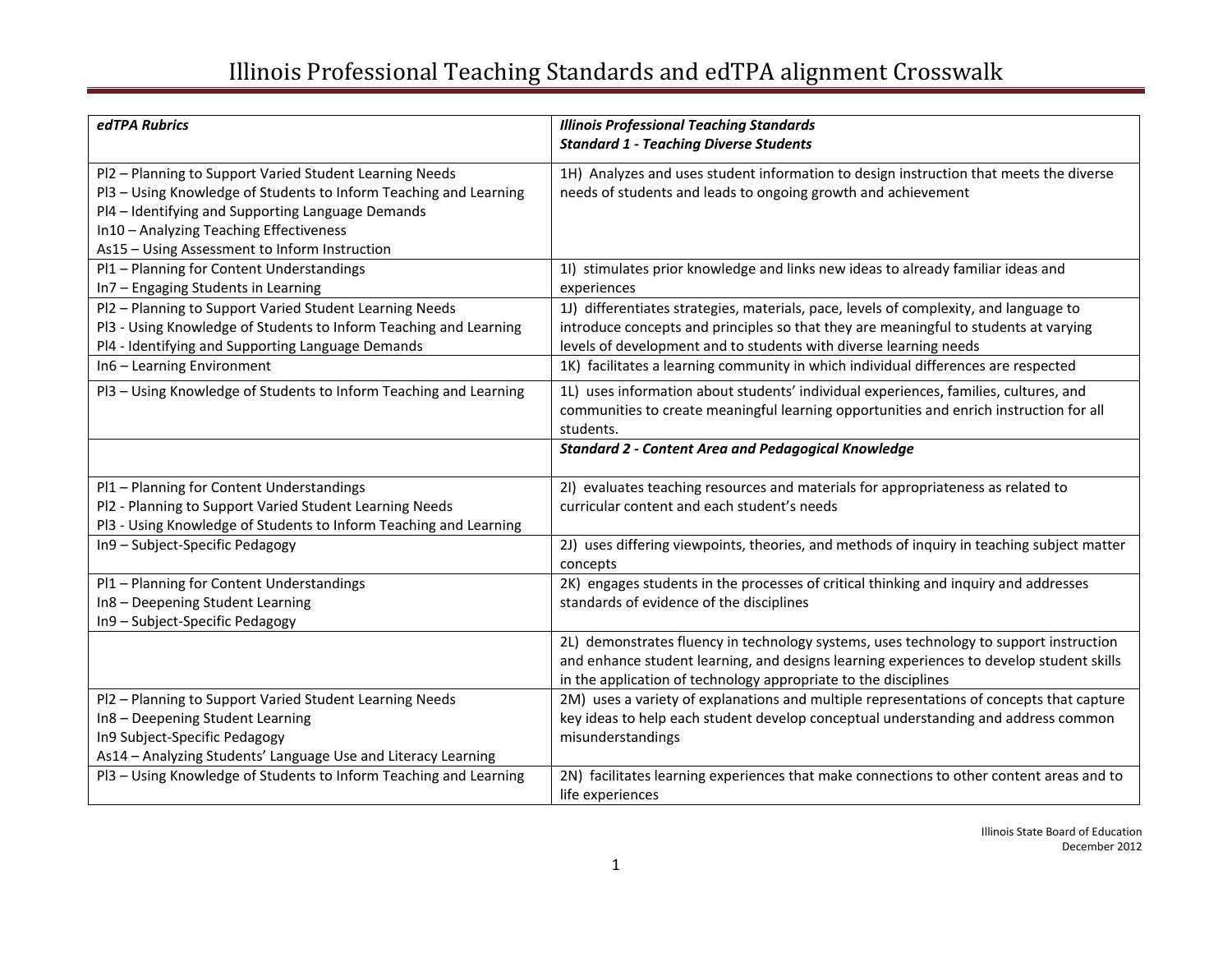# Illinois Professional Teaching Standards and edTPA alignment Crosswalk

| ***edTPA Rubrics*** | ***Illinois Professional Teaching Standards***<br>***Standard 1 - Teaching Diverse Students*** |
|---|---|
| Pl2 – Planning to Support Varied Student Learning Needs<br>Pl3 – Using Knowledge of Students to Inform Teaching and Learning<br>Pl4 – Identifying and Supporting Language Demands<br>In10 – Analyzing Teaching Effectiveness<br>As15 – Using Assessment to Inform Instruction | 1H) Analyzes and uses student information to design instruction that meets the diverse needs of students and leads to ongoing growth and achievement |
| Pl1 – Planning for Content Understandings<br>In7 – Engaging Students in Learning | 1I) stimulates prior knowledge and links new ideas to already familiar ideas and experiences |
| Pl2 – Planning to Support Varied Student Learning Needs<br>Pl3 - Using Knowledge of Students to Inform Teaching and Learning<br>Pl4 - Identifying and Supporting Language Demands | 1J) differentiates strategies, materials, pace, levels of complexity, and language to introduce concepts and principles so that they are meaningful to students at varying levels of development and to students with diverse learning needs |
| In6 – Learning Environment | 1K) facilitates a learning community in which individual differences are respected |
| Pl3 – Using Knowledge of Students to Inform Teaching and Learning | 1L) uses information about students' individual experiences, families, cultures, and communities to create meaningful learning opportunities and enrich instruction for all students. |
| | ***Standard 2 - Content Area and Pedagogical Knowledge*** |
| Pl1 – Planning for Content Understandings<br>Pl2 - Planning to Support Varied Student Learning Needs<br>Pl3 - Using Knowledge of Students to Inform Teaching and Learning | 2I) evaluates teaching resources and materials for appropriateness as related to curricular content and each student's needs |
| In9 – Subject-Specific Pedagogy | 2J) uses differing viewpoints, theories, and methods of inquiry in teaching subject matter concepts |
| Pl1 – Planning for Content Understandings<br>In8 – Deepening Student Learning<br>In9 – Subject-Specific Pedagogy | 2K) engages students in the processes of critical thinking and inquiry and addresses standards of evidence of the disciplines |
| | 2L) demonstrates fluency in technology systems, uses technology to support instruction and enhance student learning, and designs learning experiences to develop student skills in the application of technology appropriate to the disciplines |
| Pl2 – Planning to Support Varied Student Learning Needs<br>In8 – Deepening Student Learning<br>In9 Subject-Specific Pedagogy<br>As14 – Analyzing Students' Language Use and Literacy Learning | 2M) uses a variety of explanations and multiple representations of concepts that capture key ideas to help each student develop conceptual understanding and address common misunderstandings |
| Pl3 – Using Knowledge of Students to Inform Teaching and Learning | 2N) facilitates learning experiences that make connections to other content areas and to life experiences |

Illinois State Board of Education
December 2012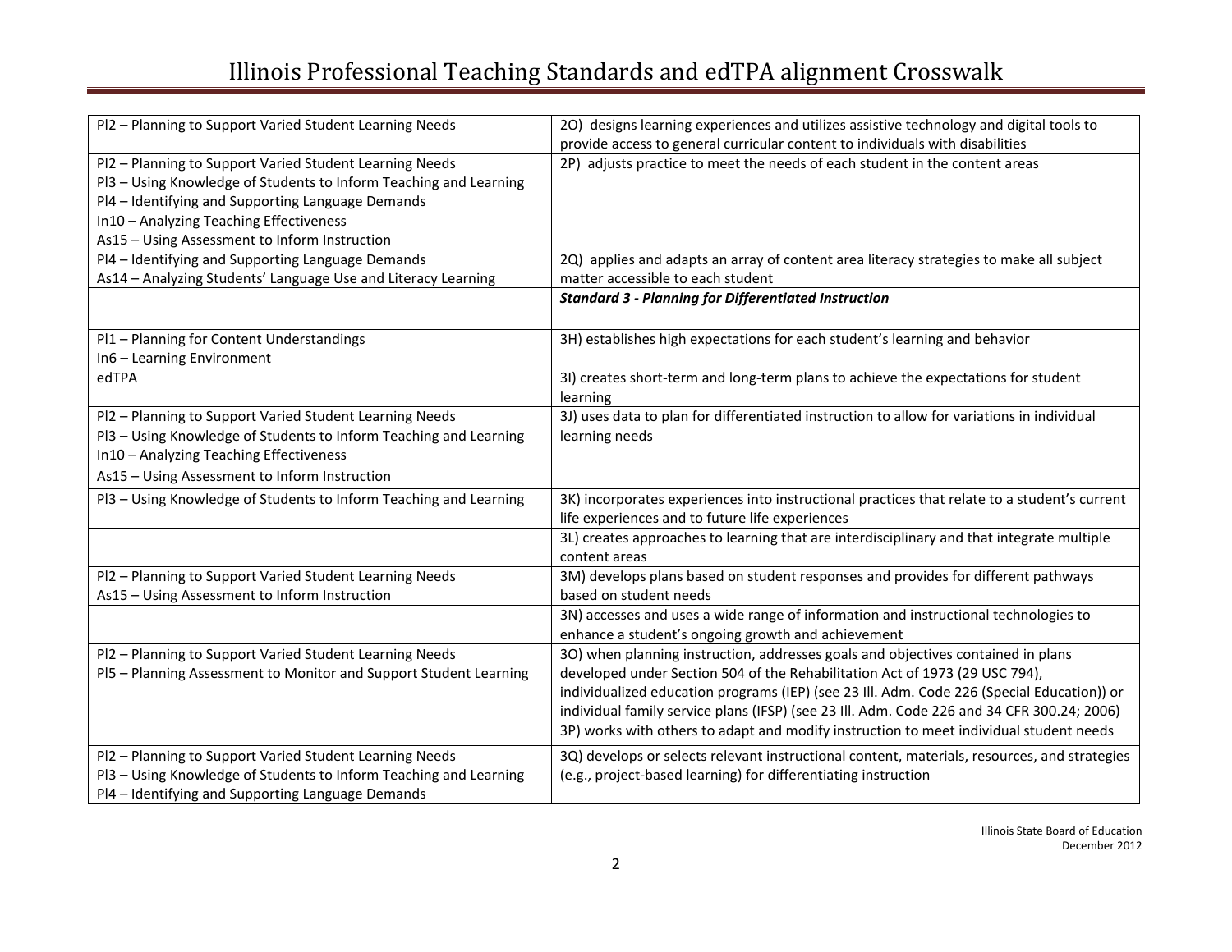| | |
|---|---|
| Pl2 – Planning to Support Varied Student Learning Needs | 2O) designs learning experiences and utilizes assistive technology and digital tools to provide access to general curricular content to individuals with disabilities |
| Pl2 – Planning to Support Varied Student Learning Needs<br>Pl3 – Using Knowledge of Students to Inform Teaching and Learning<br>Pl4 – Identifying and Supporting Language Demands<br>In10 – Analyzing Teaching Effectiveness<br>As15 – Using Assessment to Inform Instruction | 2P) adjusts practice to meet the needs of each student in the content areas |
| Pl4 – Identifying and Supporting Language Demands<br>As14 – Analyzing Students' Language Use and Literacy Learning | 2Q) applies and adapts an array of content area literacy strategies to make all subject matter accessible to each student |
| | ***Standard 3 - Planning for Differentiated Instruction*** |
| Pl1 – Planning for Content Understandings<br>In6 – Learning Environment | 3H) establishes high expectations for each student's learning and behavior |
| edTPA | 3I) creates short-term and long-term plans to achieve the expectations for student learning |
| Pl2 – Planning to Support Varied Student Learning Needs<br>Pl3 – Using Knowledge of Students to Inform Teaching and Learning<br>In10 – Analyzing Teaching Effectiveness<br>As15 – Using Assessment to Inform Instruction | 3J) uses data to plan for differentiated instruction to allow for variations in individual learning needs |
| Pl3 – Using Knowledge of Students to Inform Teaching and Learning | 3K) incorporates experiences into instructional practices that relate to a student's current life experiences and to future life experiences |
| | 3L) creates approaches to learning that are interdisciplinary and that integrate multiple content areas |
| Pl2 – Planning to Support Varied Student Learning Needs<br>As15 – Using Assessment to Inform Instruction | 3M) develops plans based on student responses and provides for different pathways based on student needs |
| | 3N) accesses and uses a wide range of information and instructional technologies to enhance a student's ongoing growth and achievement |
| Pl2 – Planning to Support Varied Student Learning Needs<br>Pl5 – Planning Assessment to Monitor and Support Student Learning | 3O) when planning instruction, addresses goals and objectives contained in plans developed under Section 504 of the Rehabilitation Act of 1973 (29 USC 794), individualized education programs (IEP) (see 23 Ill. Adm. Code 226 (Special Education)) or individual family service plans (IFSP) (see 23 Ill. Adm. Code 226 and 34 CFR 300.24; 2006) |
| | 3P) works with others to adapt and modify instruction to meet individual student needs |
| Pl2 – Planning to Support Varied Student Learning Needs<br>Pl3 – Using Knowledge of Students to Inform Teaching and Learning<br>Pl4 – Identifying and Supporting Language Demands | 3Q) develops or selects relevant instructional content, materials, resources, and strategies (e.g., project-based learning) for differentiating instruction |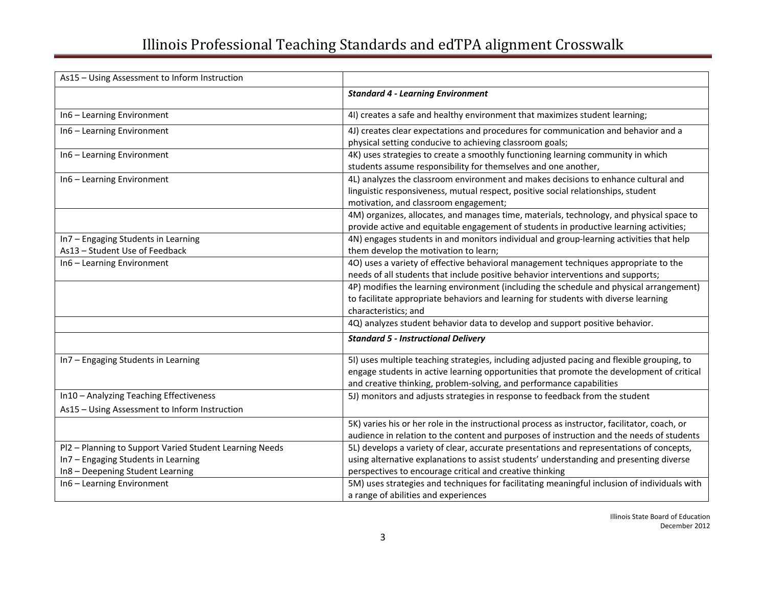| | |
|---|---|
| As15 – Using Assessment to Inform Instruction | |
| | ***Standard 4 - Learning Environment*** |
| In6 – Learning Environment | 4I) creates a safe and healthy environment that maximizes student learning; |
| In6 – Learning Environment | 4J) creates clear expectations and procedures for communication and behavior and a physical setting conducive to achieving classroom goals; |
| In6 – Learning Environment | 4K) uses strategies to create a smoothly functioning learning community in which students assume responsibility for themselves and one another, |
| In6 – Learning Environment | 4L) analyzes the classroom environment and makes decisions to enhance cultural and linguistic responsiveness, mutual respect, positive social relationships, student motivation, and classroom engagement; |
| | 4M) organizes, allocates, and manages time, materials, technology, and physical space to provide active and equitable engagement of students in productive learning activities; |
| In7 – Engaging Students in Learning<br>As13 – Student Use of Feedback | 4N) engages students in and monitors individual and group-learning activities that help them develop the motivation to learn; |
| In6 – Learning Environment | 4O) uses a variety of effective behavioral management techniques appropriate to the needs of all students that include positive behavior interventions and supports; |
| | 4P) modifies the learning environment (including the schedule and physical arrangement) to facilitate appropriate behaviors and learning for students with diverse learning characteristics; and |
| | 4Q) analyzes student behavior data to develop and support positive behavior. |
| | ***Standard 5 - Instructional Delivery*** |
| In7 – Engaging Students in Learning | 5I) uses multiple teaching strategies, including adjusted pacing and flexible grouping, to engage students in active learning opportunities that promote the development of critical and creative thinking, problem-solving, and performance capabilities |
| In10 – Analyzing Teaching Effectiveness<br>As15 – Using Assessment to Inform Instruction | 5J) monitors and adjusts strategies in response to feedback from the student |
| | 5K) varies his or her role in the instructional process as instructor, facilitator, coach, or audience in relation to the content and purposes of instruction and the needs of students |
| Pl2 – Planning to Support Varied Student Learning Needs<br>In7 – Engaging Students in Learning<br>In8 – Deepening Student Learning | 5L) develops a variety of clear, accurate presentations and representations of concepts, using alternative explanations to assist students' understanding and presenting diverse perspectives to encourage critical and creative thinking |
| In6 – Learning Environment | 5M) uses strategies and techniques for facilitating meaningful inclusion of individuals with a range of abilities and experiences |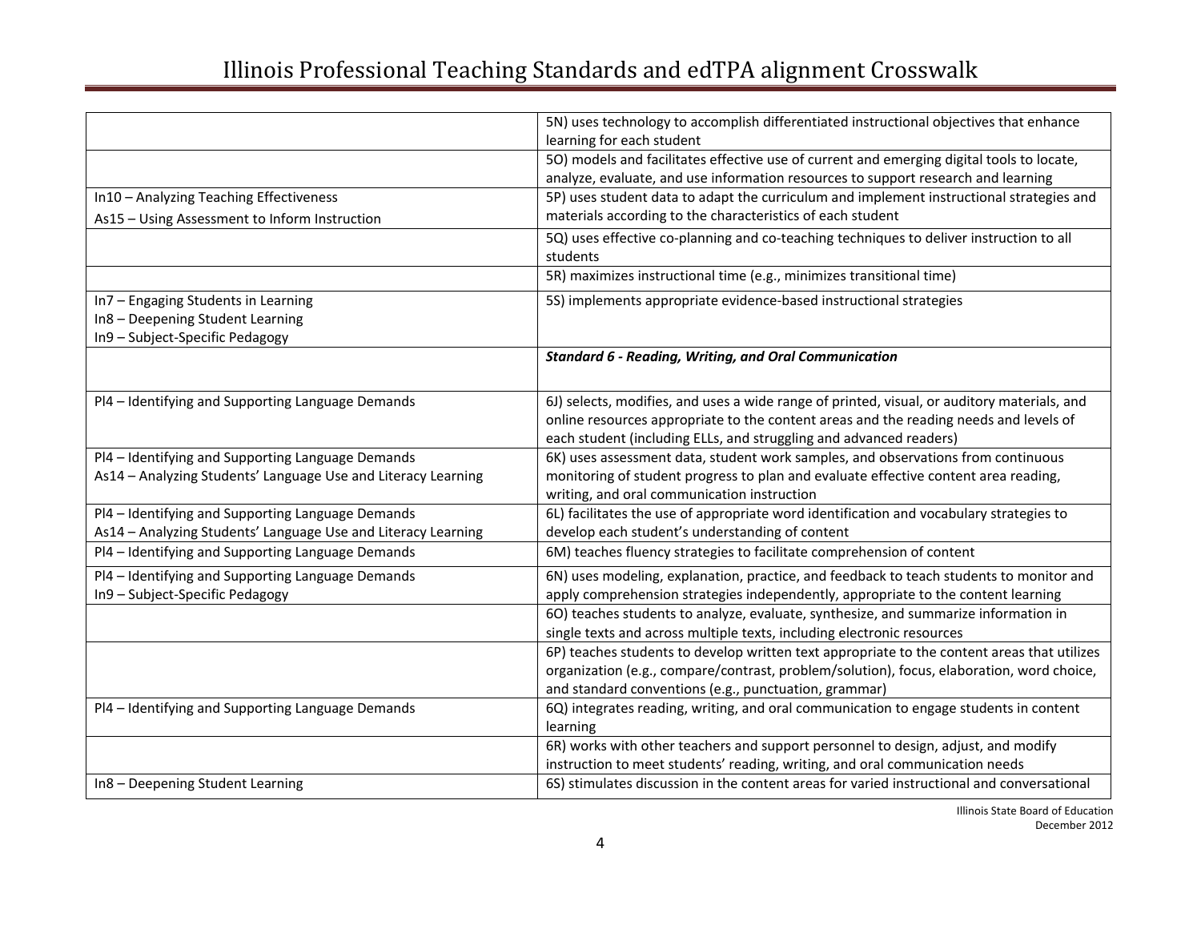| | |
|---|---|
| | 5N) uses technology to accomplish differentiated instructional objectives that enhance learning for each student |
| | 5O) models and facilitates effective use of current and emerging digital tools to locate, analyze, evaluate, and use information resources to support research and learning |
| In10 – Analyzing Teaching Effectiveness<br>As15 – Using Assessment to Inform Instruction | 5P) uses student data to adapt the curriculum and implement instructional strategies and materials according to the characteristics of each student |
| | 5Q) uses effective co-planning and co-teaching techniques to deliver instruction to all students |
| | 5R) maximizes instructional time (e.g., minimizes transitional time) |
| In7 – Engaging Students in Learning<br>In8 – Deepening Student Learning<br>In9 – Subject-Specific Pedagogy | 5S) implements appropriate evidence-based instructional strategies |
| | ***Standard 6 - Reading, Writing, and Oral Communication*** |
| Pl4 – Identifying and Supporting Language Demands | 6J) selects, modifies, and uses a wide range of printed, visual, or auditory materials, and online resources appropriate to the content areas and the reading needs and levels of each student (including ELLs, and struggling and advanced readers) |
| Pl4 – Identifying and Supporting Language Demands<br>As14 – Analyzing Students' Language Use and Literacy Learning | 6K) uses assessment data, student work samples, and observations from continuous monitoring of student progress to plan and evaluate effective content area reading, writing, and oral communication instruction |
| Pl4 – Identifying and Supporting Language Demands<br>As14 – Analyzing Students' Language Use and Literacy Learning | 6L) facilitates the use of appropriate word identification and vocabulary strategies to develop each student's understanding of content |
| Pl4 – Identifying and Supporting Language Demands | 6M) teaches fluency strategies to facilitate comprehension of content |
| Pl4 – Identifying and Supporting Language Demands<br>In9 – Subject-Specific Pedagogy | 6N) uses modeling, explanation, practice, and feedback to teach students to monitor and apply comprehension strategies independently, appropriate to the content learning |
| | 6O) teaches students to analyze, evaluate, synthesize, and summarize information in single texts and across multiple texts, including electronic resources |
| | 6P) teaches students to develop written text appropriate to the content areas that utilizes organization (e.g., compare/contrast, problem/solution), focus, elaboration, word choice, and standard conventions (e.g., punctuation, grammar) |
| Pl4 – Identifying and Supporting Language Demands | 6Q) integrates reading, writing, and oral communication to engage students in content learning |
| | 6R) works with other teachers and support personnel to design, adjust, and modify instruction to meet students' reading, writing, and oral communication needs |
| In8 – Deepening Student Learning | 6S) stimulates discussion in the content areas for varied instructional and conversational |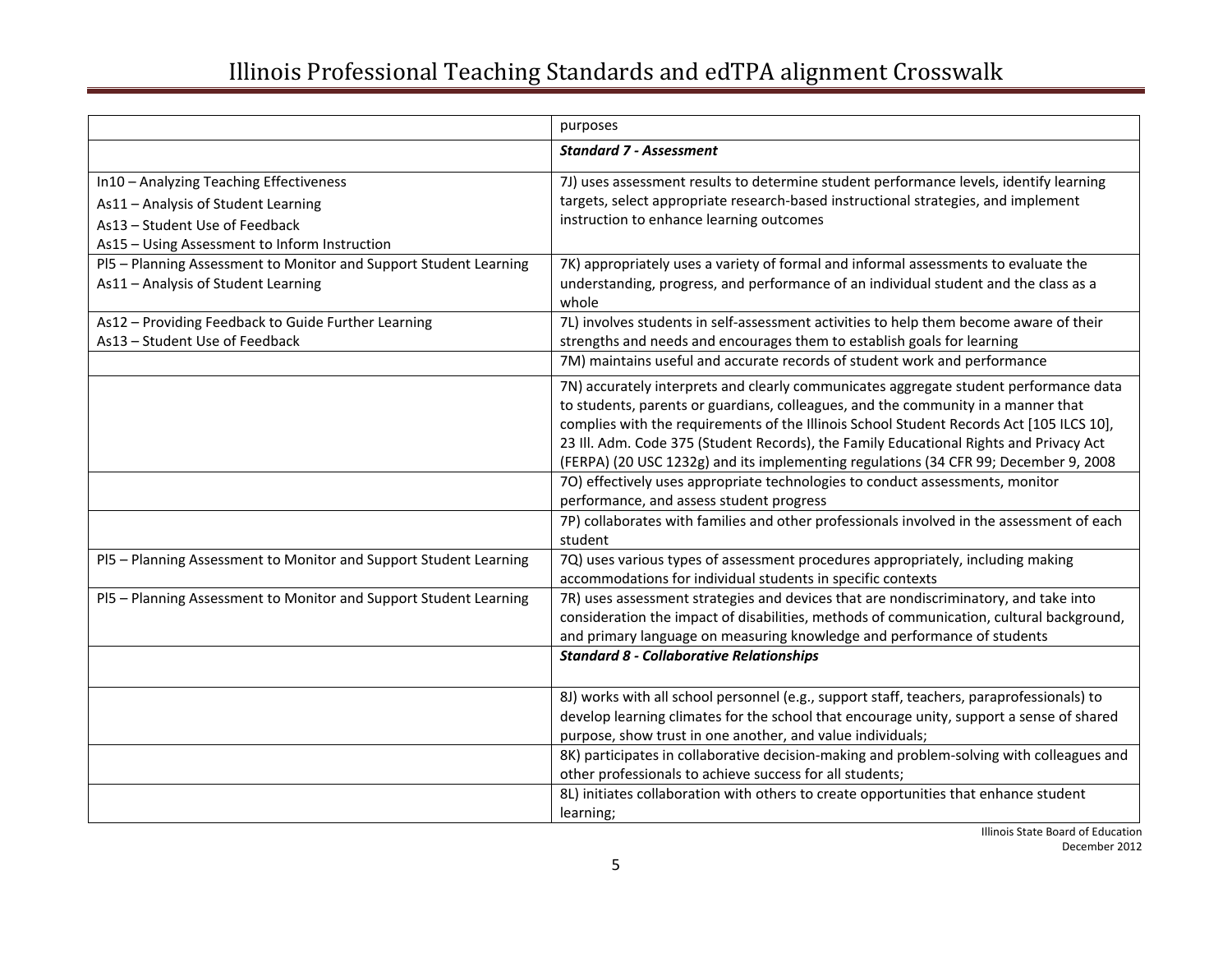| | |
|---|---|
| | purposes |
| | ***Standard 7 - Assessment*** |
| In10 – Analyzing Teaching Effectiveness<br>As11 – Analysis of Student Learning<br>As13 – Student Use of Feedback<br>As15 – Using Assessment to Inform Instruction | 7J) uses assessment results to determine student performance levels, identify learning targets, select appropriate research-based instructional strategies, and implement instruction to enhance learning outcomes |
| Pl5 – Planning Assessment to Monitor and Support Student Learning<br>As11 – Analysis of Student Learning | 7K) appropriately uses a variety of formal and informal assessments to evaluate the understanding, progress, and performance of an individual student and the class as a whole |
| As12 – Providing Feedback to Guide Further Learning<br>As13 – Student Use of Feedback | 7L) involves students in self-assessment activities to help them become aware of their strengths and needs and encourages them to establish goals for learning |
| | 7M) maintains useful and accurate records of student work and performance |
| | 7N) accurately interprets and clearly communicates aggregate student performance data to students, parents or guardians, colleagues, and the community in a manner that complies with the requirements of the Illinois School Student Records Act [105 ILCS 10], 23 Ill. Adm. Code 375 (Student Records), the Family Educational Rights and Privacy Act (FERPA) (20 USC 1232g) and its implementing regulations (34 CFR 99; December 9, 2008 |
| | 7O) effectively uses appropriate technologies to conduct assessments, monitor performance, and assess student progress |
| | 7P) collaborates with families and other professionals involved in the assessment of each student |
| Pl5 – Planning Assessment to Monitor and Support Student Learning | 7Q) uses various types of assessment procedures appropriately, including making accommodations for individual students in specific contexts |
| Pl5 – Planning Assessment to Monitor and Support Student Learning | 7R) uses assessment strategies and devices that are nondiscriminatory, and take into consideration the impact of disabilities, methods of communication, cultural background, and primary language on measuring knowledge and performance of students |
| | ***Standard 8 - Collaborative Relationships*** |
| | 8J) works with all school personnel (e.g., support staff, teachers, paraprofessionals) to develop learning climates for the school that encourage unity, support a sense of shared purpose, show trust in one another, and value individuals; |
| | 8K) participates in collaborative decision-making and problem-solving with colleagues and other professionals to achieve success for all students; |
| | 8L) initiates collaboration with others to create opportunities that enhance student learning; |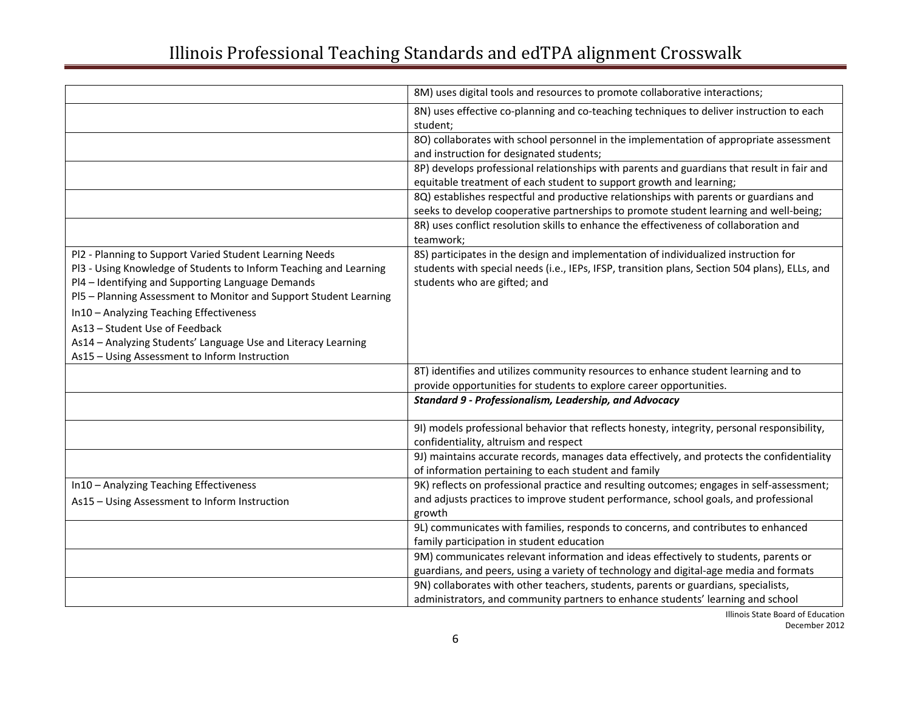| | |
|---|---|
| | 8M) uses digital tools and resources to promote collaborative interactions; |
| | 8N) uses effective co-planning and co-teaching techniques to deliver instruction to each student; |
| | 8O) collaborates with school personnel in the implementation of appropriate assessment and instruction for designated students; |
| | 8P) develops professional relationships with parents and guardians that result in fair and equitable treatment of each student to support growth and learning; |
| | 8Q) establishes respectful and productive relationships with parents or guardians and seeks to develop cooperative partnerships to promote student learning and well-being; |
| | 8R) uses conflict resolution skills to enhance the effectiveness of collaboration and teamwork; |
| Pl2 - Planning to Support Varied Student Learning Needs<br>Pl3 - Using Knowledge of Students to Inform Teaching and Learning<br>Pl4 – Identifying and Supporting Language Demands<br>Pl5 – Planning Assessment to Monitor and Support Student Learning<br>In10 – Analyzing Teaching Effectiveness<br>As13 – Student Use of Feedback<br>As14 – Analyzing Students' Language Use and Literacy Learning<br>As15 – Using Assessment to Inform Instruction | 8S) participates in the design and implementation of individualized instruction for students with special needs (i.e., IEPs, IFSP, transition plans, Section 504 plans), ELLs, and students who are gifted; and |
| | 8T) identifies and utilizes community resources to enhance student learning and to provide opportunities for students to explore career opportunities. |
| | ***Standard 9 - Professionalism, Leadership, and Advocacy*** |
| | 9I) models professional behavior that reflects honesty, integrity, personal responsibility, confidentiality, altruism and respect |
| | 9J) maintains accurate records, manages data effectively, and protects the confidentiality of information pertaining to each student and family |
| In10 – Analyzing Teaching Effectiveness<br>As15 – Using Assessment to Inform Instruction | 9K) reflects on professional practice and resulting outcomes; engages in self-assessment; and adjusts practices to improve student performance, school goals, and professional growth |
| | 9L) communicates with families, responds to concerns, and contributes to enhanced family participation in student education |
| | 9M) communicates relevant information and ideas effectively to students, parents or guardians, and peers, using a variety of technology and digital-age media and formats |
| | 9N) collaborates with other teachers, students, parents or guardians, specialists, administrators, and community partners to enhance students' learning and school |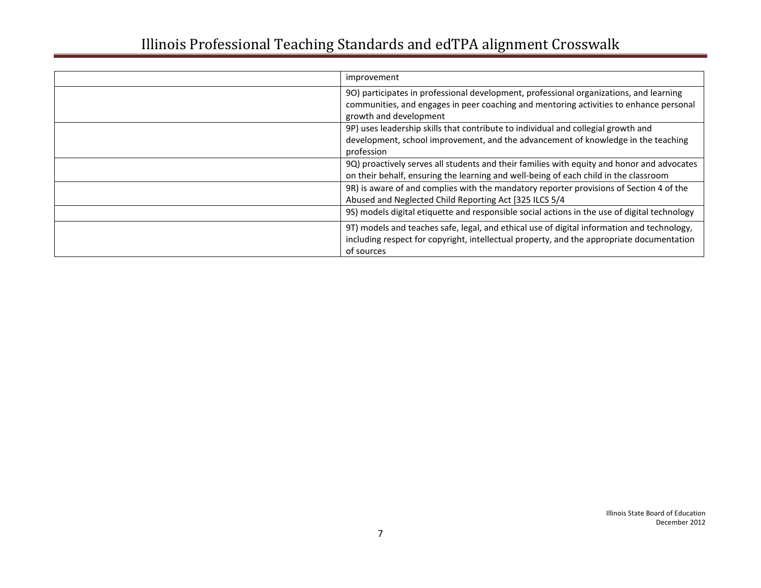| | |
|---|---|
| | improvement |
| | 9O) participates in professional development, professional organizations, and learning communities, and engages in peer coaching and mentoring activities to enhance personal growth and development |
| | 9P) uses leadership skills that contribute to individual and collegial growth and development, school improvement, and the advancement of knowledge in the teaching profession |
| | 9Q) proactively serves all students and their families with equity and honor and advocates on their behalf, ensuring the learning and well-being of each child in the classroom |
| | 9R) is aware of and complies with the mandatory reporter provisions of Section 4 of the Abused and Neglected Child Reporting Act [325 ILCS 5/4 |
| | 9S) models digital etiquette and responsible social actions in the use of digital technology |
| | 9T) models and teaches safe, legal, and ethical use of digital information and technology, including respect for copyright, intellectual property, and the appropriate documentation of sources |